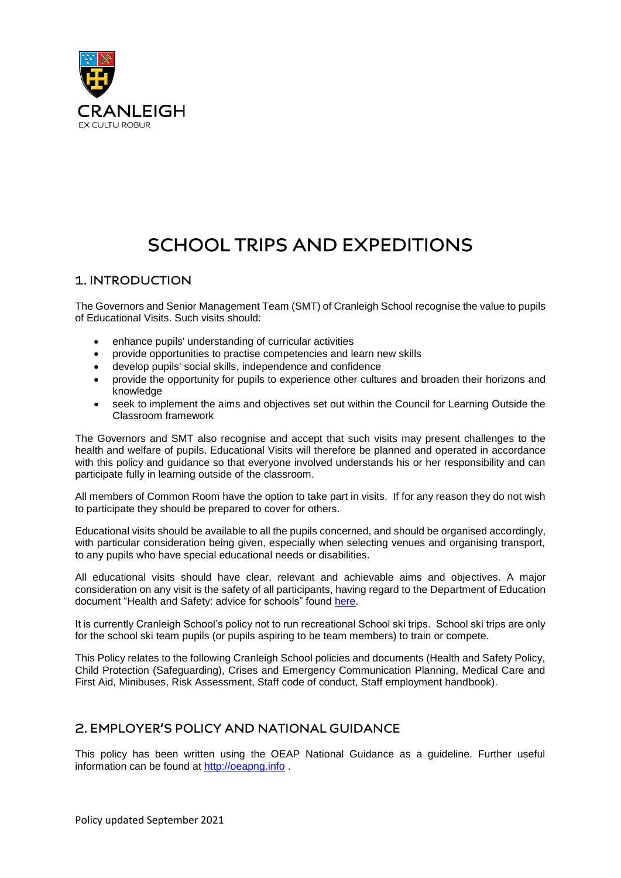CRANLEIGH

EX CULTU ROBUR

# SCHOOL TRIPS AND EXPEDITIONS

## 1. INTRODUCTION

The Governors and Senior Management Team (SMT) of Cranleigh School recognise the value to pupils of Educational Visits. Such visits should:

- enhance pupils' understanding of curricular activities
- provide opportunities to practise competencies and learn new skills
- develop pupils' social skills, independence and confidence
- provide the opportunity for pupils to experience other cultures and broaden their horizons and knowledge
- seek to implement the aims and objectives set out within the Council for Learning Outside the Classroom framework

The Governors and SMT also recognise and accept that such visits may present challenges to the health and welfare of pupils. Educational Visits will therefore be planned and operated in accordance with this policy and guidance so that everyone involved understands his or her responsibility and can participate fully in learning outside of the classroom.

All members of Common Room have the option to take part in visits. If for any reason they do not wish to participate they should be prepared to cover for others.

Educational visits should be available to all the pupils concerned, and should be organised accordingly, with particular consideration being given, especially when selecting venues and organising transport, to any pupils who have special educational needs or disabilities.

All educational visits should have clear, relevant and achievable aims and objectives. A major consideration on any visit is the safety of all participants, having regard to the Department of Education document "Health and Safety: advice for schools" found here.

It is currently Cranleigh School's policy not to run recreational School ski trips. School ski trips are only for the school ski team pupils (or pupils aspiring to be team members) to train or compete.

This Policy relates to the following Cranleigh School policies and documents (Health and Safety Policy, Child Protection (Safeguarding), Crises and Emergency Communication Planning, Medical Care and First Aid, Minibuses, Risk Assessment, Staff code of conduct, Staff employment handbook).

## 2. EMPLOYER'S POLICY AND NATIONAL GUIDANCE

This policy has been written using the OEAP National Guidance as a guideline. Further useful information can be found at http://oeapng.info .

Policy updated September 2021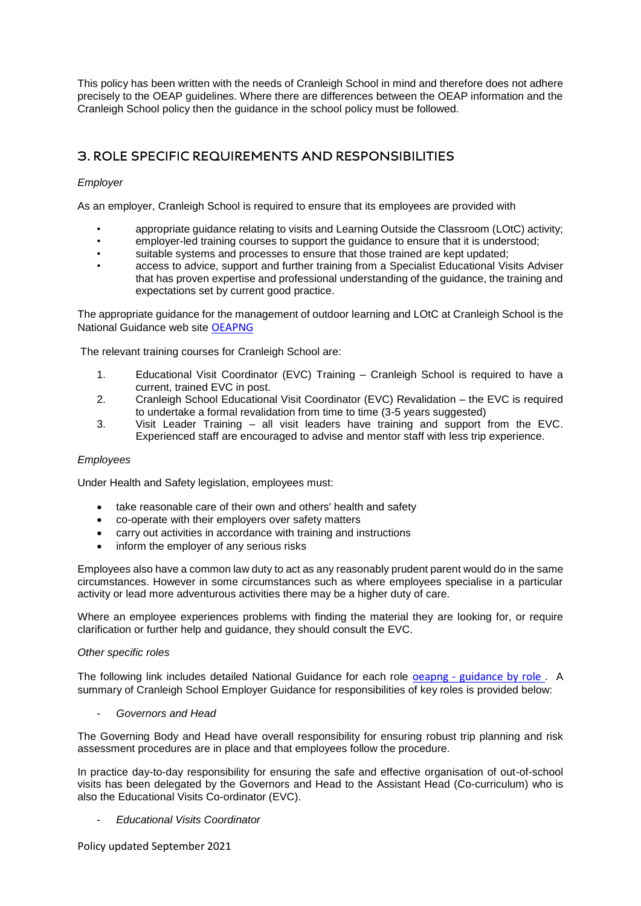This policy has been written with the needs of Cranleigh School in mind and therefore does not adhere precisely to the OEAP guidelines. Where there are differences between the OEAP information and the Cranleigh School policy then the guidance in the school policy must be followed.

## 3. ROLE SPECIFIC REQUIREMENTS AND RESPONSIBILITIES

*Employer*

As an employer, Cranleigh School is required to ensure that its employees are provided with

- appropriate guidance relating to visits and Learning Outside the Classroom (LOtC) activity;
- employer-led training courses to support the guidance to ensure that it is understood;
- suitable systems and processes to ensure that those trained are kept updated;
- access to advice, support and further training from a Specialist Educational Visits Adviser that has proven expertise and professional understanding of the guidance, the training and expectations set by current good practice.

The appropriate guidance for the management of outdoor learning and LOtC at Cranleigh School is the National Guidance web site [OEAPNG]

The relevant training courses for Cranleigh School are:

1. Educational Visit Coordinator (EVC) Training – Cranleigh School is required to have a current, trained EVC in post.
2. Cranleigh School Educational Visit Coordinator (EVC) Revalidation – the EVC is required to undertake a formal revalidation from time to time (3-5 years suggested)
3. Visit Leader Training – all visit leaders have training and support from the EVC. Experienced staff are encouraged to advise and mentor staff with less trip experience.

*Employees*

Under Health and Safety legislation, employees must:

- take reasonable care of their own and others' health and safety
- co-operate with their employers over safety matters
- carry out activities in accordance with training and instructions
- inform the employer of any serious risks

Employees also have a common law duty to act as any reasonably prudent parent would do in the same circumstances. However in some circumstances such as where employees specialise in a particular activity or lead more adventurous activities there may be a higher duty of care.

Where an employee experiences problems with finding the material they are looking for, or require clarification or further help and guidance, they should consult the EVC.

*Other specific roles*

The following link includes detailed National Guidance for each role [oeapng - guidance by role]. A summary of Cranleigh School Employer Guidance for responsibilities of key roles is provided below:

- *Governors and Head*

The Governing Body and Head have overall responsibility for ensuring robust trip planning and risk assessment procedures are in place and that employees follow the procedure.

In practice day-to-day responsibility for ensuring the safe and effective organisation of out-of-school visits has been delegated by the Governors and Head to the Assistant Head (Co-curriculum) who is also the Educational Visits Co-ordinator (EVC).

- *Educational Visits Coordinator*

Policy updated September 2021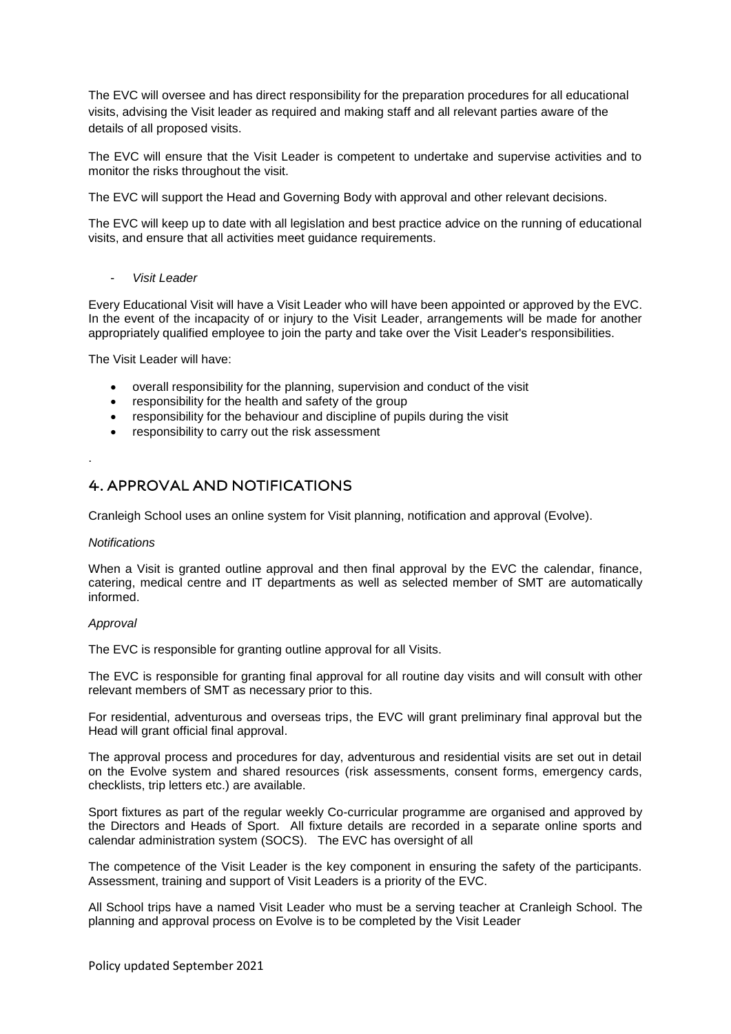The EVC will oversee and has direct responsibility for the preparation procedures for all educational visits, advising the Visit leader as required and making staff and all relevant parties aware of the details of all proposed visits.

The EVC will ensure that the Visit Leader is competent to undertake and supervise activities and to monitor the risks throughout the visit.

The EVC will support the Head and Governing Body with approval and other relevant decisions.

The EVC will keep up to date with all legislation and best practice advice on the running of educational visits, and ensure that all activities meet guidance requirements.

- *Visit Leader*

Every Educational Visit will have a Visit Leader who will have been appointed or approved by the EVC. In the event of the incapacity of or injury to the Visit Leader, arrangements will be made for another appropriately qualified employee to join the party and take over the Visit Leader's responsibilities.

The Visit Leader will have:

- overall responsibility for the planning, supervision and conduct of the visit
- responsibility for the health and safety of the group
- responsibility for the behaviour and discipline of pupils during the visit
- responsibility to carry out the risk assessment

.

## 4. APPROVAL AND NOTIFICATIONS

Cranleigh School uses an online system for Visit planning, notification and approval (Evolve).

*Notifications*

When a Visit is granted outline approval and then final approval by the EVC the calendar, finance, catering, medical centre and IT departments as well as selected member of SMT are automatically informed.

*Approval*

The EVC is responsible for granting outline approval for all Visits.

The EVC is responsible for granting final approval for all routine day visits and will consult with other relevant members of SMT as necessary prior to this.

For residential, adventurous and overseas trips, the EVC will grant preliminary final approval but the Head will grant official final approval.

The approval process and procedures for day, adventurous and residential visits are set out in detail on the Evolve system and shared resources (risk assessments, consent forms, emergency cards, checklists, trip letters etc.) are available.

Sport fixtures as part of the regular weekly Co-curricular programme are organised and approved by the Directors and Heads of Sport. All fixture details are recorded in a separate online sports and calendar administration system (SOCS). The EVC has oversight of all

The competence of the Visit Leader is the key component in ensuring the safety of the participants. Assessment, training and support of Visit Leaders is a priority of the EVC.

All School trips have a named Visit Leader who must be a serving teacher at Cranleigh School. The planning and approval process on Evolve is to be completed by the Visit Leader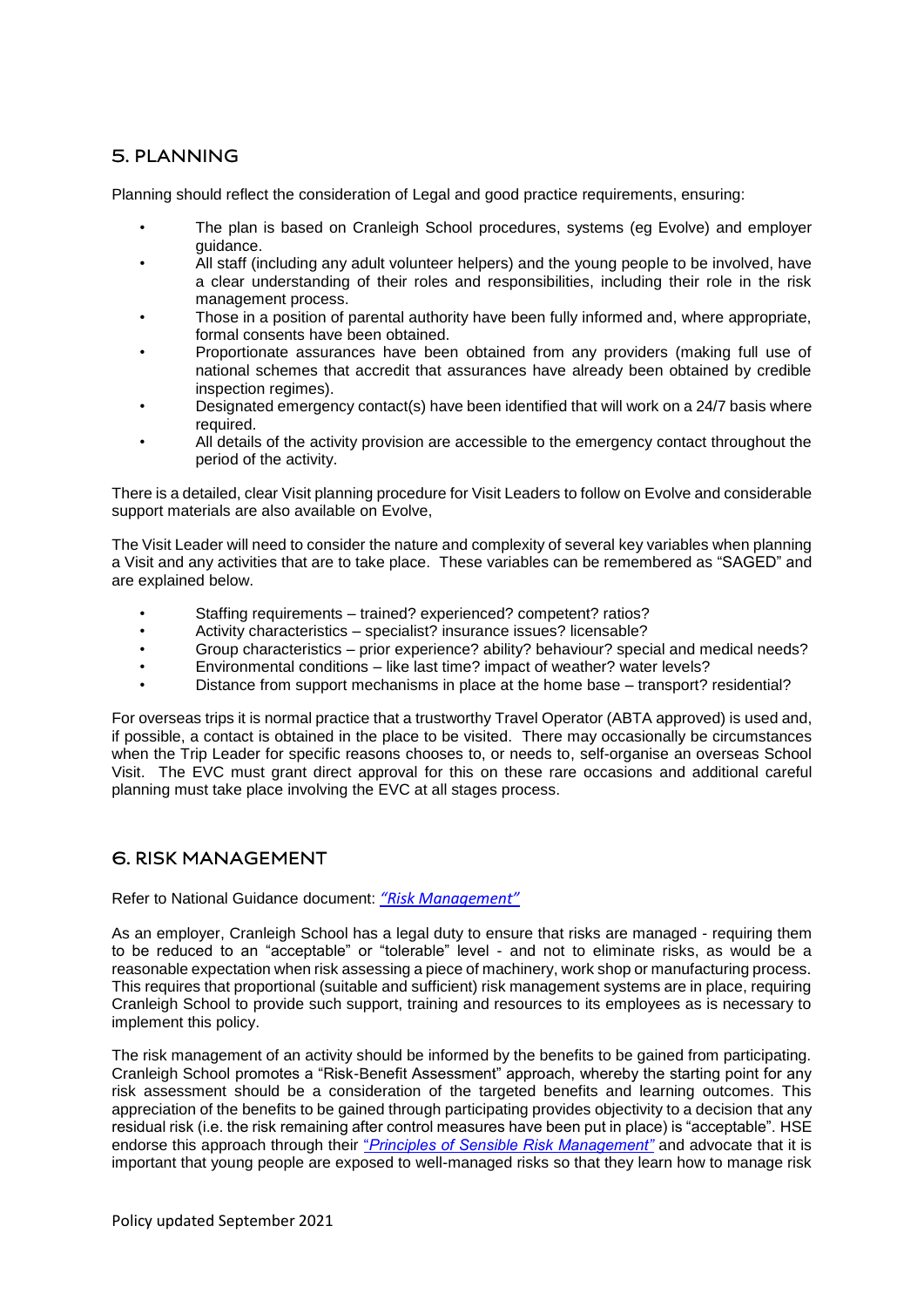## 5. PLANNING

Planning should reflect the consideration of Legal and good practice requirements, ensuring:

- The plan is based on Cranleigh School procedures, systems (eg Evolve) and employer guidance.
- All staff (including any adult volunteer helpers) and the young people to be involved, have a clear understanding of their roles and responsibilities, including their role in the risk management process.
- Those in a position of parental authority have been fully informed and, where appropriate, formal consents have been obtained.
- Proportionate assurances have been obtained from any providers (making full use of national schemes that accredit that assurances have already been obtained by credible inspection regimes).
- Designated emergency contact(s) have been identified that will work on a 24/7 basis where required.
- All details of the activity provision are accessible to the emergency contact throughout the period of the activity.

There is a detailed, clear Visit planning procedure for Visit Leaders to follow on Evolve and considerable support materials are also available on Evolve,

The Visit Leader will need to consider the nature and complexity of several key variables when planning a Visit and any activities that are to take place. These variables can be remembered as "SAGED" and are explained below.

- Staffing requirements – trained? experienced? competent? ratios?
- Activity characteristics – specialist? insurance issues? licensable?
- Group characteristics – prior experience? ability? behaviour? special and medical needs?
- Environmental conditions – like last time? impact of weather? water levels?
- Distance from support mechanisms in place at the home base – transport? residential?

For overseas trips it is normal practice that a trustworthy Travel Operator (ABTA approved) is used and, if possible, a contact is obtained in the place to be visited. There may occasionally be circumstances when the Trip Leader for specific reasons chooses to, or needs to, self-organise an overseas School Visit. The EVC must grant direct approval for this on these rare occasions and additional careful planning must take place involving the EVC at all stages process.

## 6. RISK MANAGEMENT

Refer to National Guidance document: *"Risk Management"*

As an employer, Cranleigh School has a legal duty to ensure that risks are managed - requiring them to be reduced to an "acceptable" or "tolerable" level - and not to eliminate risks, as would be a reasonable expectation when risk assessing a piece of machinery, work shop or manufacturing process. This requires that proportional (suitable and sufficient) risk management systems are in place, requiring Cranleigh School to provide such support, training and resources to its employees as is necessary to implement this policy.

The risk management of an activity should be informed by the benefits to be gained from participating. Cranleigh School promotes a "Risk-Benefit Assessment" approach, whereby the starting point for any risk assessment should be a consideration of the targeted benefits and learning outcomes. This appreciation of the benefits to be gained through participating provides objectivity to a decision that any residual risk (i.e. the risk remaining after control measures have been put in place) is "acceptable". HSE endorse this approach through their "*Principles of Sensible Risk Management*" and advocate that it is important that young people are exposed to well-managed risks so that they learn how to manage risk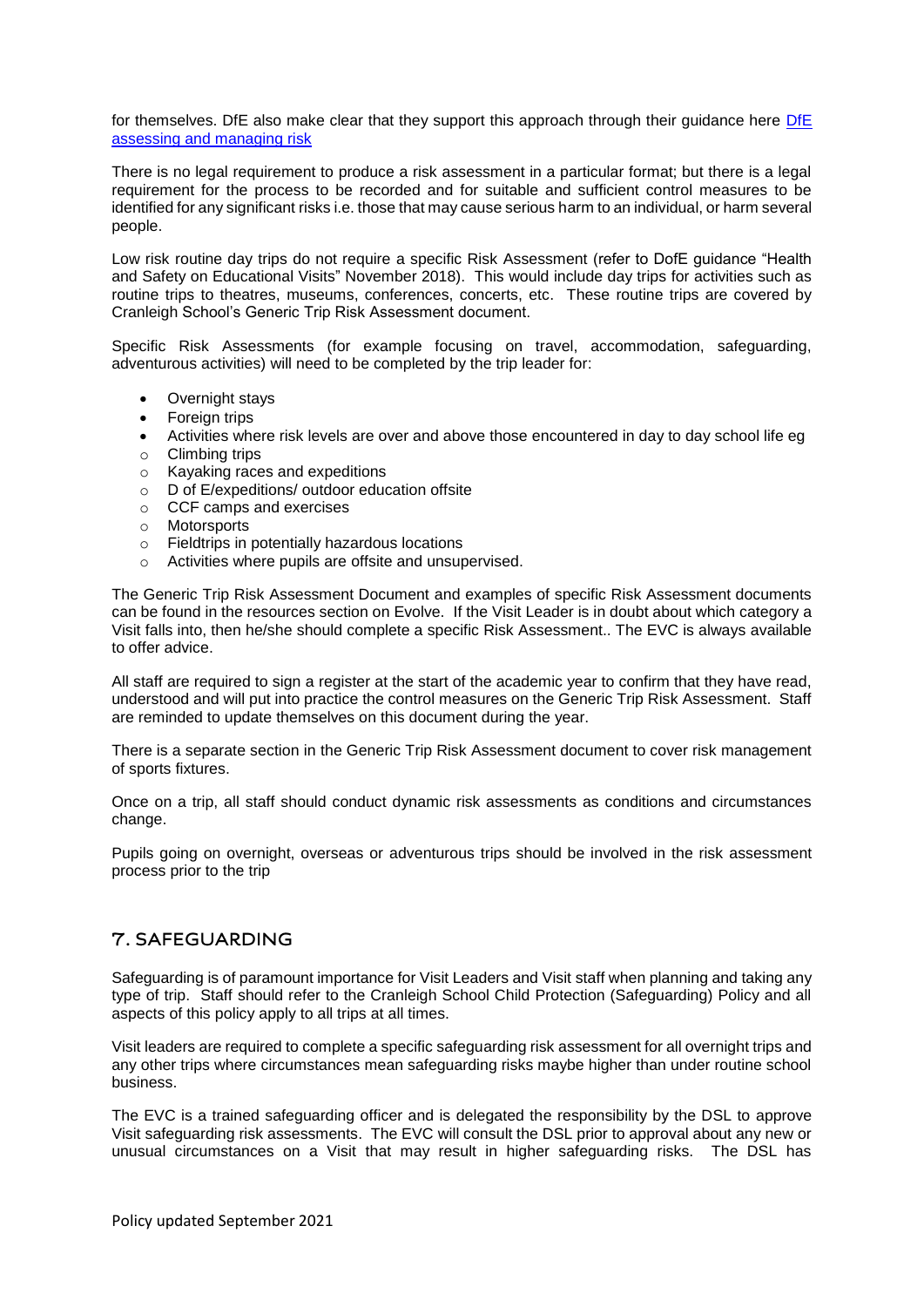for themselves. DfE also make clear that they support this approach through their guidance here [DfE assessing and managing risk]

There is no legal requirement to produce a risk assessment in a particular format; but there is a legal requirement for the process to be recorded and for suitable and sufficient control measures to be identified for any significant risks i.e. those that may cause serious harm to an individual, or harm several people.

Low risk routine day trips do not require a specific Risk Assessment (refer to DofE guidance "Health and Safety on Educational Visits" November 2018). This would include day trips for activities such as routine trips to theatres, museums, conferences, concerts, etc. These routine trips are covered by Cranleigh School's Generic Trip Risk Assessment document.

Specific Risk Assessments (for example focusing on travel, accommodation, safeguarding, adventurous activities) will need to be completed by the trip leader for:

- Overnight stays
- Foreign trips
- Activities where risk levels are over and above those encountered in day to day school life eg
  - Climbing trips
  - Kayaking races and expeditions
  - D of E/expeditions/ outdoor education offsite
  - CCF camps and exercises
  - Motorsports
  - Fieldtrips in potentially hazardous locations
  - Activities where pupils are offsite and unsupervised.

The Generic Trip Risk Assessment Document and examples of specific Risk Assessment documents can be found in the resources section on Evolve. If the Visit Leader is in doubt about which category a Visit falls into, then he/she should complete a specific Risk Assessment.. The EVC is always available to offer advice.

All staff are required to sign a register at the start of the academic year to confirm that they have read, understood and will put into practice the control measures on the Generic Trip Risk Assessment. Staff are reminded to update themselves on this document during the year.

There is a separate section in the Generic Trip Risk Assessment document to cover risk management of sports fixtures.

Once on a trip, all staff should conduct dynamic risk assessments as conditions and circumstances change.

Pupils going on overnight, overseas or adventurous trips should be involved in the risk assessment process prior to the trip

## 7. SAFEGUARDING

Safeguarding is of paramount importance for Visit Leaders and Visit staff when planning and taking any type of trip. Staff should refer to the Cranleigh School Child Protection (Safeguarding) Policy and all aspects of this policy apply to all trips at all times.

Visit leaders are required to complete a specific safeguarding risk assessment for all overnight trips and any other trips where circumstances mean safeguarding risks maybe higher than under routine school business.

The EVC is a trained safeguarding officer and is delegated the responsibility by the DSL to approve Visit safeguarding risk assessments. The EVC will consult the DSL prior to approval about any new or unusual circumstances on a Visit that may result in higher safeguarding risks. The DSL has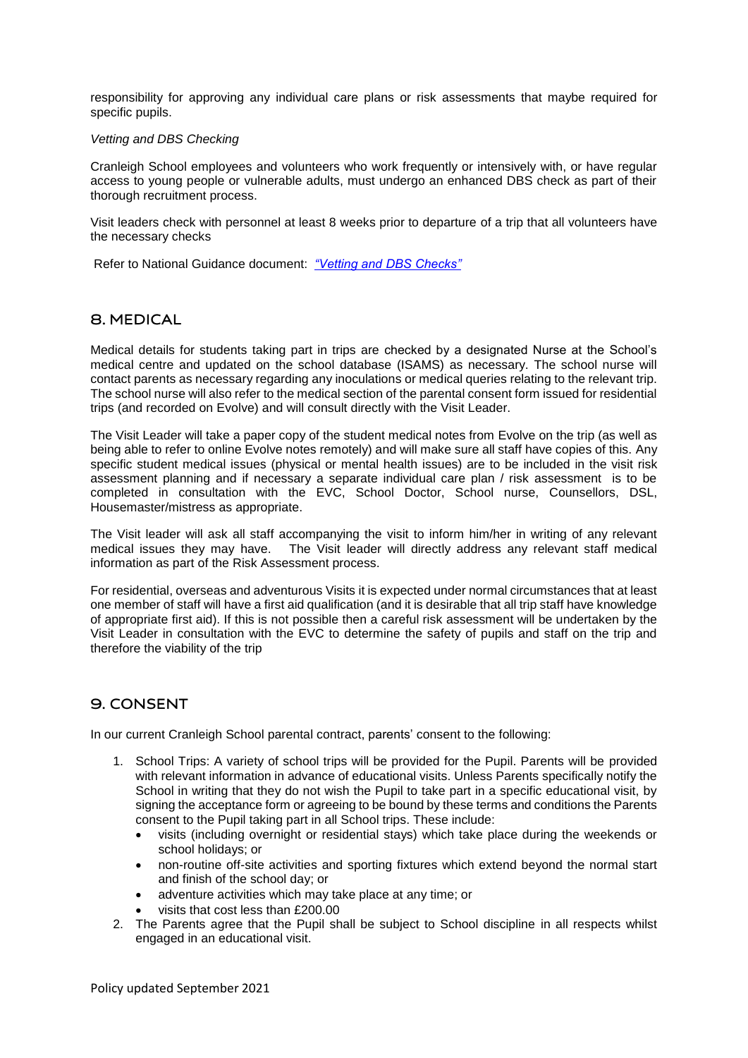responsibility for approving any individual care plans or risk assessments that maybe required for specific pupils.

*Vetting and DBS Checking*

Cranleigh School employees and volunteers who work frequently or intensively with, or have regular access to young people or vulnerable adults, must undergo an enhanced DBS check as part of their thorough recruitment process.

Visit leaders check with personnel at least 8 weeks prior to departure of a trip that all volunteers have the necessary checks

Refer to National Guidance document: *"Vetting and DBS Checks"*

## 8. MEDICAL

Medical details for students taking part in trips are checked by a designated Nurse at the School's medical centre and updated on the school database (ISAMS) as necessary. The school nurse will contact parents as necessary regarding any inoculations or medical queries relating to the relevant trip. The school nurse will also refer to the medical section of the parental consent form issued for residential trips (and recorded on Evolve) and will consult directly with the Visit Leader.

The Visit Leader will take a paper copy of the student medical notes from Evolve on the trip (as well as being able to refer to online Evolve notes remotely) and will make sure all staff have copies of this. Any specific student medical issues (physical or mental health issues) are to be included in the visit risk assessment planning and if necessary a separate individual care plan / risk assessment is to be completed in consultation with the EVC, School Doctor, School nurse, Counsellors, DSL, Housemaster/mistress as appropriate.

The Visit leader will ask all staff accompanying the visit to inform him/her in writing of any relevant medical issues they may have. The Visit leader will directly address any relevant staff medical information as part of the Risk Assessment process.

For residential, overseas and adventurous Visits it is expected under normal circumstances that at least one member of staff will have a first aid qualification (and it is desirable that all trip staff have knowledge of appropriate first aid). If this is not possible then a careful risk assessment will be undertaken by the Visit Leader in consultation with the EVC to determine the safety of pupils and staff on the trip and therefore the viability of the trip

## 9. CONSENT

In our current Cranleigh School parental contract, parents' consent to the following:

1. School Trips: A variety of school trips will be provided for the Pupil. Parents will be provided with relevant information in advance of educational visits. Unless Parents specifically notify the School in writing that they do not wish the Pupil to take part in a specific educational visit, by signing the acceptance form or agreeing to be bound by these terms and conditions the Parents consent to the Pupil taking part in all School trips. These include:
   - visits (including overnight or residential stays) which take place during the weekends or school holidays; or
   - non-routine off-site activities and sporting fixtures which extend beyond the normal start and finish of the school day; or
   - adventure activities which may take place at any time; or
   - visits that cost less than £200.00
2. The Parents agree that the Pupil shall be subject to School discipline in all respects whilst engaged in an educational visit.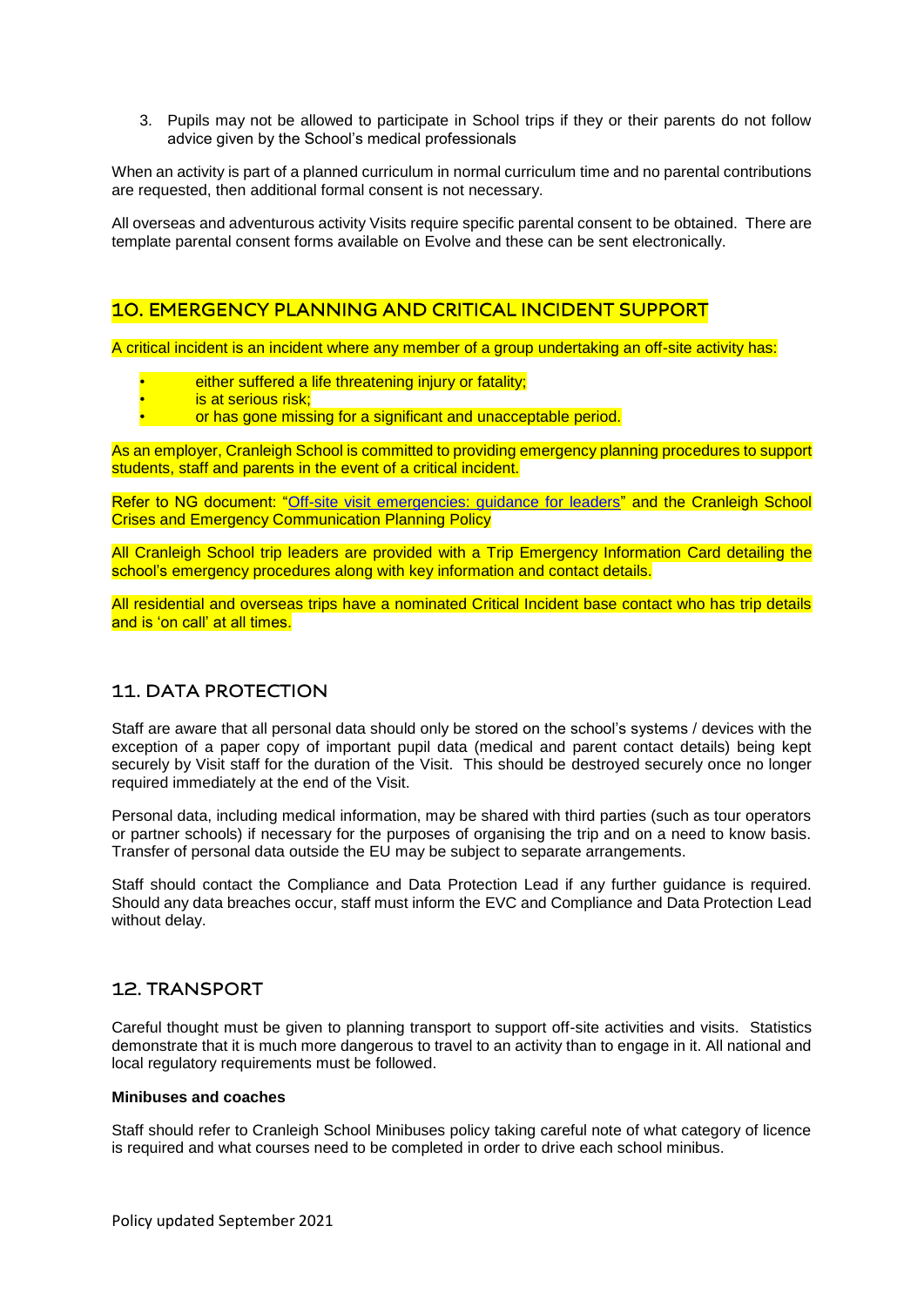3. Pupils may not be allowed to participate in School trips if they or their parents do not follow advice given by the School's medical professionals

When an activity is part of a planned curriculum in normal curriculum time and no parental contributions are requested, then additional formal consent is not necessary.

All overseas and adventurous activity Visits require specific parental consent to be obtained. There are template parental consent forms available on Evolve and these can be sent electronically.

## 10. EMERGENCY PLANNING AND CRITICAL INCIDENT SUPPORT

A critical incident is an incident where any member of a group undertaking an off-site activity has:

- either suffered a life threatening injury or fatality;
- is at serious risk;
- or has gone missing for a significant and unacceptable period.

As an employer, Cranleigh School is committed to providing emergency planning procedures to support students, staff and parents in the event of a critical incident.

Refer to NG document: "Off-site visit emergencies: guidance for leaders" and the Cranleigh School Crises and Emergency Communication Planning Policy

All Cranleigh School trip leaders are provided with a Trip Emergency Information Card detailing the school's emergency procedures along with key information and contact details.

All residential and overseas trips have a nominated Critical Incident base contact who has trip details and is 'on call' at all times.

## 11. DATA PROTECTION

Staff are aware that all personal data should only be stored on the school's systems / devices with the exception of a paper copy of important pupil data (medical and parent contact details) being kept securely by Visit staff for the duration of the Visit. This should be destroyed securely once no longer required immediately at the end of the Visit.

Personal data, including medical information, may be shared with third parties (such as tour operators or partner schools) if necessary for the purposes of organising the trip and on a need to know basis. Transfer of personal data outside the EU may be subject to separate arrangements.

Staff should contact the Compliance and Data Protection Lead if any further guidance is required. Should any data breaches occur, staff must inform the EVC and Compliance and Data Protection Lead without delay.

## 12. TRANSPORT

Careful thought must be given to planning transport to support off-site activities and visits. Statistics demonstrate that it is much more dangerous to travel to an activity than to engage in it. All national and local regulatory requirements must be followed.

**Minibuses and coaches**

Staff should refer to Cranleigh School Minibuses policy taking careful note of what category of licence is required and what courses need to be completed in order to drive each school minibus.

Policy updated September 2021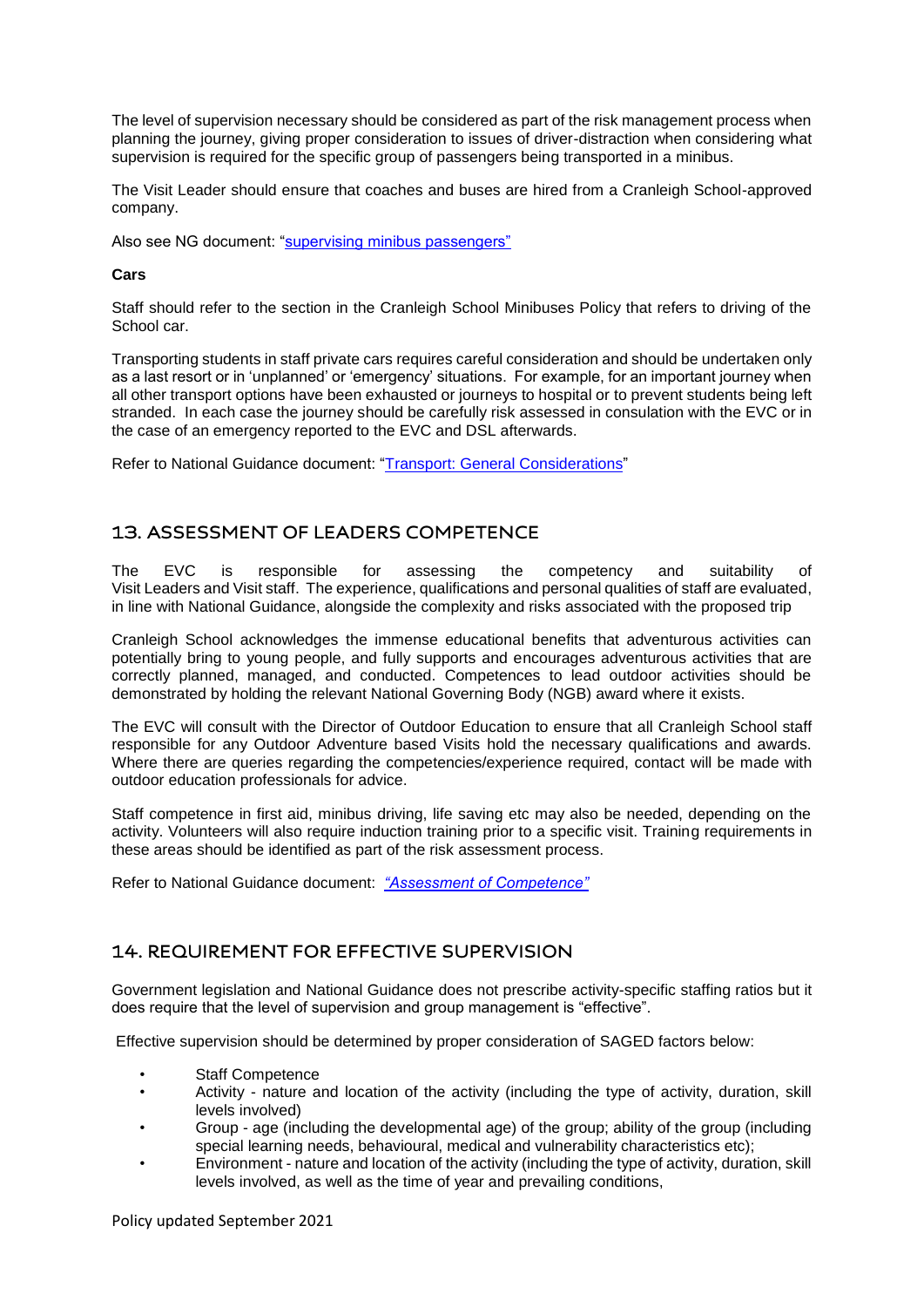The level of supervision necessary should be considered as part of the risk management process when planning the journey, giving proper consideration to issues of driver-distraction when considering what supervision is required for the specific group of passengers being transported in a minibus.

The Visit Leader should ensure that coaches and buses are hired from a Cranleigh School-approved company.

Also see NG document: "supervising minibus passengers"

**Cars**

Staff should refer to the section in the Cranleigh School Minibuses Policy that refers to driving of the School car.

Transporting students in staff private cars requires careful consideration and should be undertaken only as a last resort or in 'unplanned' or 'emergency' situations. For example, for an important journey when all other transport options have been exhausted or journeys to hospital or to prevent students being left stranded. In each case the journey should be carefully risk assessed in consulation with the EVC or in the case of an emergency reported to the EVC and DSL afterwards.

Refer to National Guidance document: "Transport: General Considerations"

## 13. ASSESSMENT OF LEADERS COMPETENCE

The EVC is responsible for assessing the competency and suitability of Visit Leaders and Visit staff. The experience, qualifications and personal qualities of staff are evaluated, in line with National Guidance, alongside the complexity and risks associated with the proposed trip

Cranleigh School acknowledges the immense educational benefits that adventurous activities can potentially bring to young people, and fully supports and encourages adventurous activities that are correctly planned, managed, and conducted. Competences to lead outdoor activities should be demonstrated by holding the relevant National Governing Body (NGB) award where it exists.

The EVC will consult with the Director of Outdoor Education to ensure that all Cranleigh School staff responsible for any Outdoor Adventure based Visits hold the necessary qualifications and awards. Where there are queries regarding the competencies/experience required, contact will be made with outdoor education professionals for advice.

Staff competence in first aid, minibus driving, life saving etc may also be needed, depending on the activity. Volunteers will also require induction training prior to a specific visit. Training requirements in these areas should be identified as part of the risk assessment process.

Refer to National Guidance document: *"Assessment of Competence"*

## 14. REQUIREMENT FOR EFFECTIVE SUPERVISION

Government legislation and National Guidance does not prescribe activity-specific staffing ratios but it does require that the level of supervision and group management is "effective".

Effective supervision should be determined by proper consideration of SAGED factors below:

- Staff Competence
- Activity - nature and location of the activity (including the type of activity, duration, skill levels involved)
- Group - age (including the developmental age) of the group; ability of the group (including special learning needs, behavioural, medical and vulnerability characteristics etc);
- Environment - nature and location of the activity (including the type of activity, duration, skill levels involved, as well as the time of year and prevailing conditions,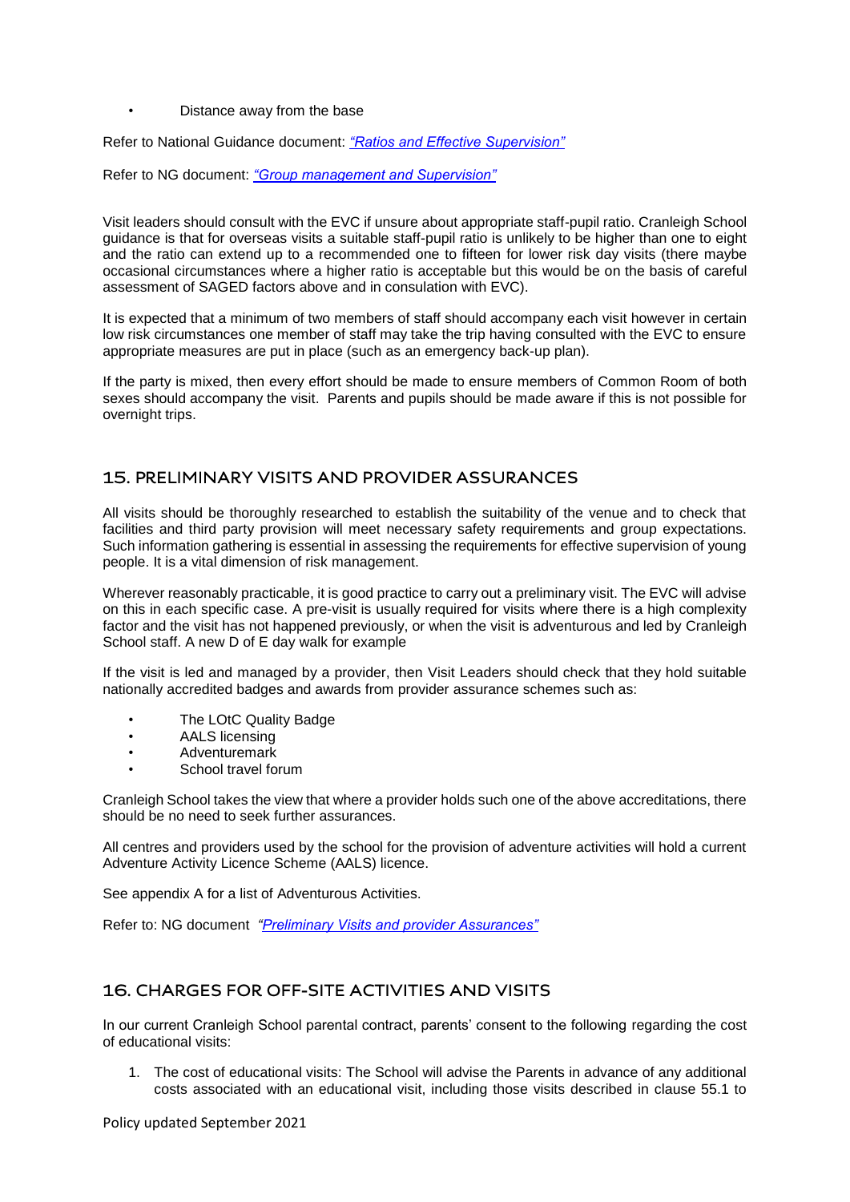- Distance away from the base

Refer to National Guidance document: [*"Ratios and Effective Supervision"*]

Refer to NG document: [*"Group management and Supervision"*]

Visit leaders should consult with the EVC if unsure about appropriate staff-pupil ratio. Cranleigh School guidance is that for overseas visits a suitable staff-pupil ratio is unlikely to be higher than one to eight and the ratio can extend up to a recommended one to fifteen for lower risk day visits (there maybe occasional circumstances where a higher ratio is acceptable but this would be on the basis of careful assessment of SAGED factors above and in consulation with EVC).

It is expected that a minimum of two members of staff should accompany each visit however in certain low risk circumstances one member of staff may take the trip having consulted with the EVC to ensure appropriate measures are put in place (such as an emergency back-up plan).

If the party is mixed, then every effort should be made to ensure members of Common Room of both sexes should accompany the visit. Parents and pupils should be made aware if this is not possible for overnight trips.

## 15. PRELIMINARY VISITS AND PROVIDER ASSURANCES

All visits should be thoroughly researched to establish the suitability of the venue and to check that facilities and third party provision will meet necessary safety requirements and group expectations. Such information gathering is essential in assessing the requirements for effective supervision of young people. It is a vital dimension of risk management.

Wherever reasonably practicable, it is good practice to carry out a preliminary visit. The EVC will advise on this in each specific case. A pre-visit is usually required for visits where there is a high complexity factor and the visit has not happened previously, or when the visit is adventurous and led by Cranleigh School staff. A new D of E day walk for example

If the visit is led and managed by a provider, then Visit Leaders should check that they hold suitable nationally accredited badges and awards from provider assurance schemes such as:

- The LOtC Quality Badge
- AALS licensing
- Adventuremark
- School travel forum

Cranleigh School takes the view that where a provider holds such one of the above accreditations, there should be no need to seek further assurances.

All centres and providers used by the school for the provision of adventure activities will hold a current Adventure Activity Licence Scheme (AALS) licence.

See appendix A for a list of Adventurous Activities.

Refer to: NG document [*"Preliminary Visits and provider Assurances"*]

## 16. CHARGES FOR OFF-SITE ACTIVITIES AND VISITS

In our current Cranleigh School parental contract, parents' consent to the following regarding the cost of educational visits:

1. The cost of educational visits: The School will advise the Parents in advance of any additional costs associated with an educational visit, including those visits described in clause 55.1 to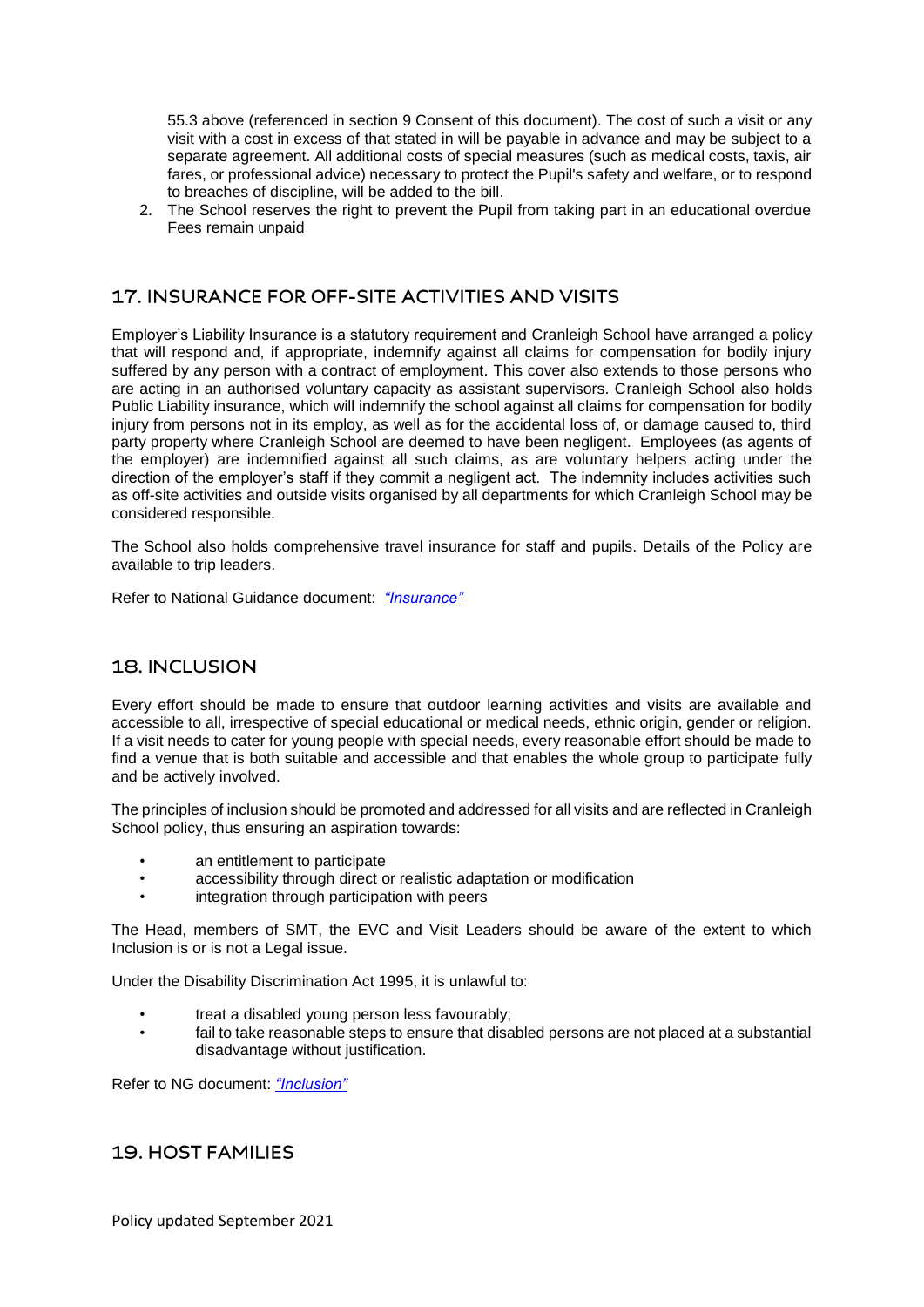55.3 above (referenced in section 9 Consent of this document). The cost of such a visit or any visit with a cost in excess of that stated in will be payable in advance and may be subject to a separate agreement. All additional costs of special measures (such as medical costs, taxis, air fares, or professional advice) necessary to protect the Pupil's safety and welfare, or to respond to breaches of discipline, will be added to the bill.

2. The School reserves the right to prevent the Pupil from taking part in an educational overdue Fees remain unpaid

## 17. INSURANCE FOR OFF-SITE ACTIVITIES AND VISITS

Employer's Liability Insurance is a statutory requirement and Cranleigh School have arranged a policy that will respond and, if appropriate, indemnify against all claims for compensation for bodily injury suffered by any person with a contract of employment. This cover also extends to those persons who are acting in an authorised voluntary capacity as assistant supervisors. Cranleigh School also holds Public Liability insurance, which will indemnify the school against all claims for compensation for bodily injury from persons not in its employ, as well as for the accidental loss of, or damage caused to, third party property where Cranleigh School are deemed to have been negligent. Employees (as agents of the employer) are indemnified against all such claims, as are voluntary helpers acting under the direction of the employer's staff if they commit a negligent act. The indemnity includes activities such as off-site activities and outside visits organised by all departments for which Cranleigh School may be considered responsible.

The School also holds comprehensive travel insurance for staff and pupils. Details of the Policy are available to trip leaders.

Refer to National Guidance document: *"Insurance"*

## 18. INCLUSION

Every effort should be made to ensure that outdoor learning activities and visits are available and accessible to all, irrespective of special educational or medical needs, ethnic origin, gender or religion. If a visit needs to cater for young people with special needs, every reasonable effort should be made to find a venue that is both suitable and accessible and that enables the whole group to participate fully and be actively involved.

The principles of inclusion should be promoted and addressed for all visits and are reflected in Cranleigh School policy, thus ensuring an aspiration towards:

- an entitlement to participate
- accessibility through direct or realistic adaptation or modification
- integration through participation with peers

The Head, members of SMT, the EVC and Visit Leaders should be aware of the extent to which Inclusion is or is not a Legal issue.

Under the Disability Discrimination Act 1995, it is unlawful to:

- treat a disabled young person less favourably;
- fail to take reasonable steps to ensure that disabled persons are not placed at a substantial disadvantage without justification.

Refer to NG document: *"Inclusion"*

## 19. HOST FAMILIES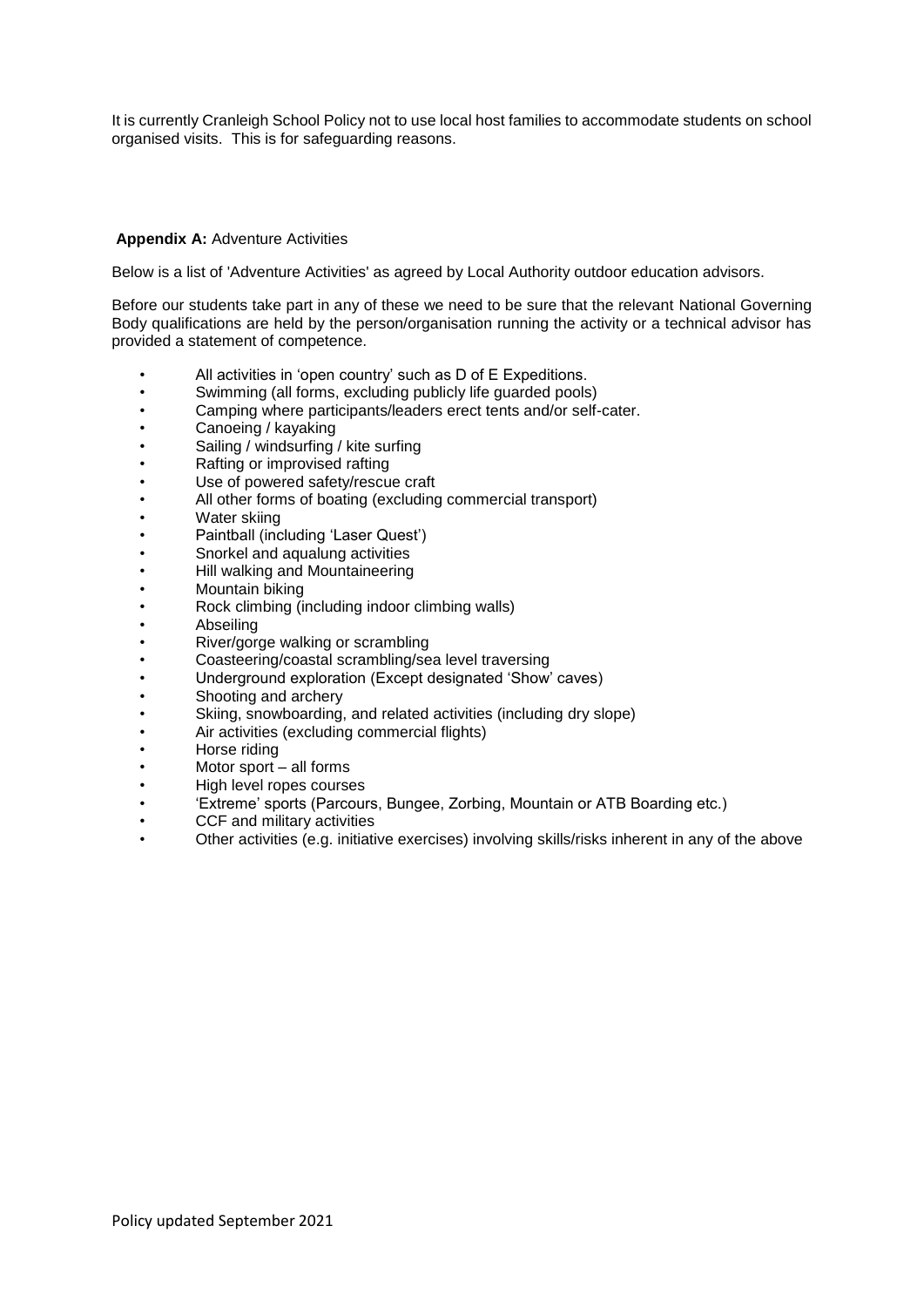It is currently Cranleigh School Policy not to use local host families to accommodate students on school organised visits. This is for safeguarding reasons.

**Appendix A:** Adventure Activities

Below is a list of 'Adventure Activities' as agreed by Local Authority outdoor education advisors.

Before our students take part in any of these we need to be sure that the relevant National Governing Body qualifications are held by the person/organisation running the activity or a technical advisor has provided a statement of competence.

- All activities in 'open country' such as D of E Expeditions.
- Swimming (all forms, excluding publicly life guarded pools)
- Camping where participants/leaders erect tents and/or self-cater.
- Canoeing / kayaking
- Sailing / windsurfing / kite surfing
- Rafting or improvised rafting
- Use of powered safety/rescue craft
- All other forms of boating (excluding commercial transport)
- Water skiing
- Paintball (including 'Laser Quest')
- Snorkel and aqualung activities
- Hill walking and Mountaineering
- Mountain biking
- Rock climbing (including indoor climbing walls)
- Abseiling
- River/gorge walking or scrambling
- Coasteering/coastal scrambling/sea level traversing
- Underground exploration (Except designated 'Show' caves)
- Shooting and archery
- Skiing, snowboarding, and related activities (including dry slope)
- Air activities (excluding commercial flights)
- Horse riding
- Motor sport – all forms
- High level ropes courses
- 'Extreme' sports (Parcours, Bungee, Zorbing, Mountain or ATB Boarding etc.)
- CCF and military activities
- Other activities (e.g. initiative exercises) involving skills/risks inherent in any of the above

Policy updated September 2021